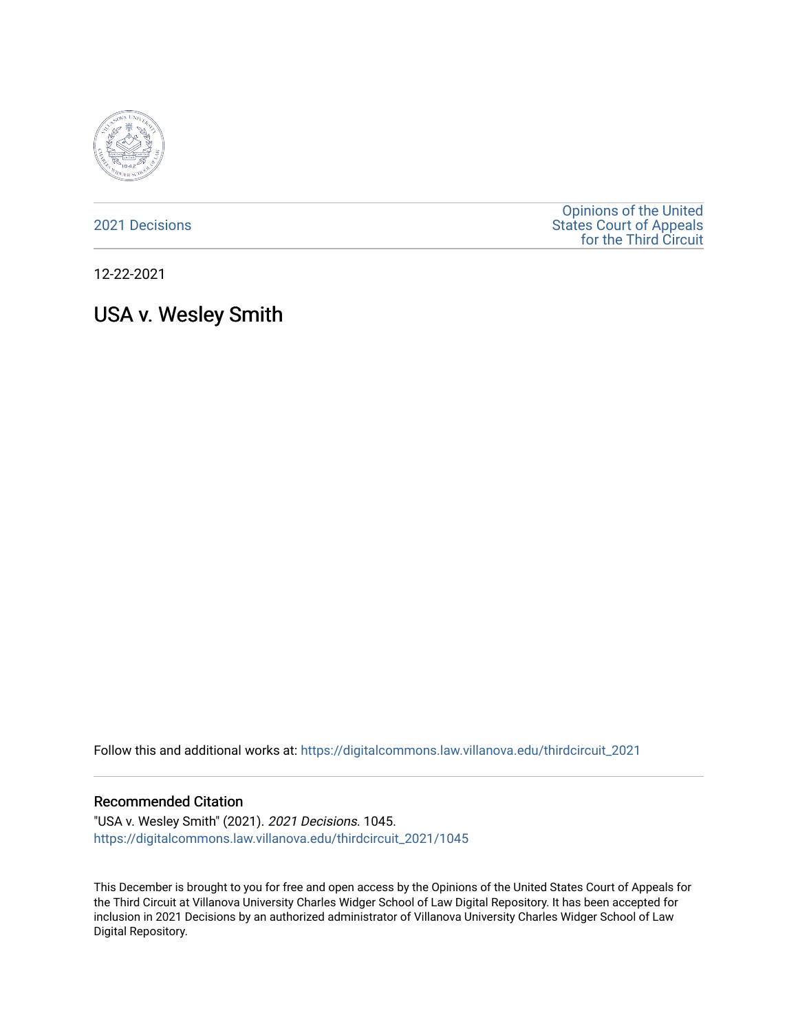2021 Decisions

Opinions of the United States Court of Appeals for the Third Circuit

12-22-2021

# USA v. Wesley Smith

Follow this and additional works at: https://digitalcommons.law.villanova.edu/thirdcircuit_2021

## Recommended Citation

"USA v. Wesley Smith" (2021). *2021 Decisions*. 1045.
https://digitalcommons.law.villanova.edu/thirdcircuit_2021/1045

This December is brought to you for free and open access by the Opinions of the United States Court of Appeals for the Third Circuit at Villanova University Charles Widger School of Law Digital Repository. It has been accepted for inclusion in 2021 Decisions by an authorized administrator of Villanova University Charles Widger School of Law Digital Repository.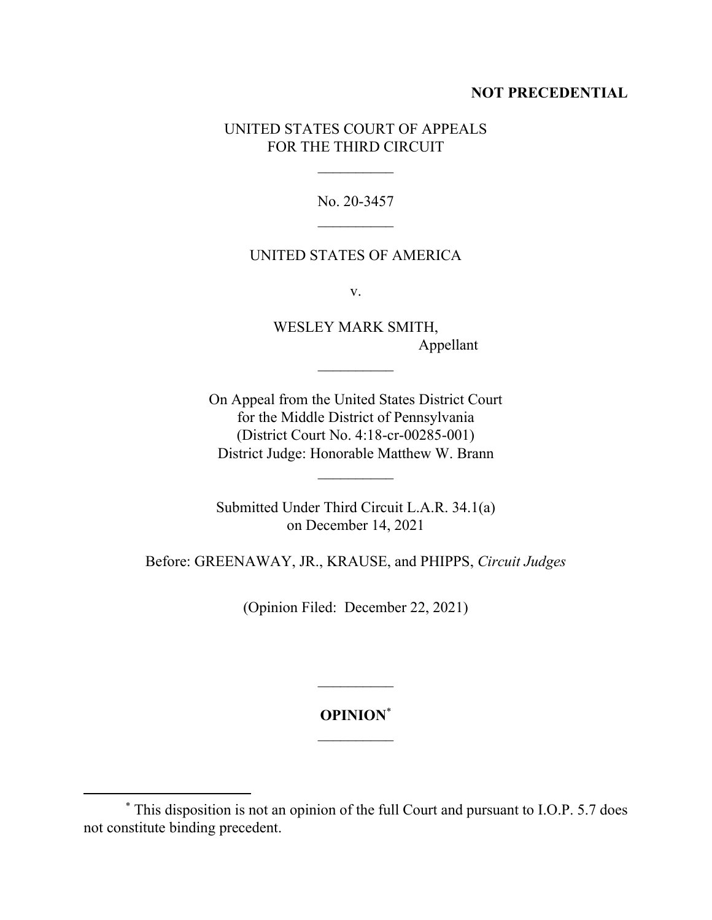**NOT PRECEDENTIAL**

UNITED STATES COURT OF APPEALS
FOR THE THIRD CIRCUIT

\_\_\_\_\_\_\_\_\_\_

No. 20-3457

\_\_\_\_\_\_\_\_\_\_

UNITED STATES OF AMERICA

v.

WESLEY MARK SMITH,
Appellant

\_\_\_\_\_\_\_\_\_\_

On Appeal from the United States District Court
for the Middle District of Pennsylvania
(District Court No. 4:18-cr-00285-001)
District Judge: Honorable Matthew W. Brann

\_\_\_\_\_\_\_\_\_\_

Submitted Under Third Circuit L.A.R. 34.1(a)
on December 14, 2021

Before: GREENAWAY, JR., KRAUSE, and PHIPPS, *Circuit Judges*

(Opinion Filed: December 22, 2021)

\_\_\_\_\_\_\_\_\_\_

**OPINION***

\_\_\_\_\_\_\_\_\_\_

\* This disposition is not an opinion of the full Court and pursuant to I.O.P. 5.7 does not constitute binding precedent.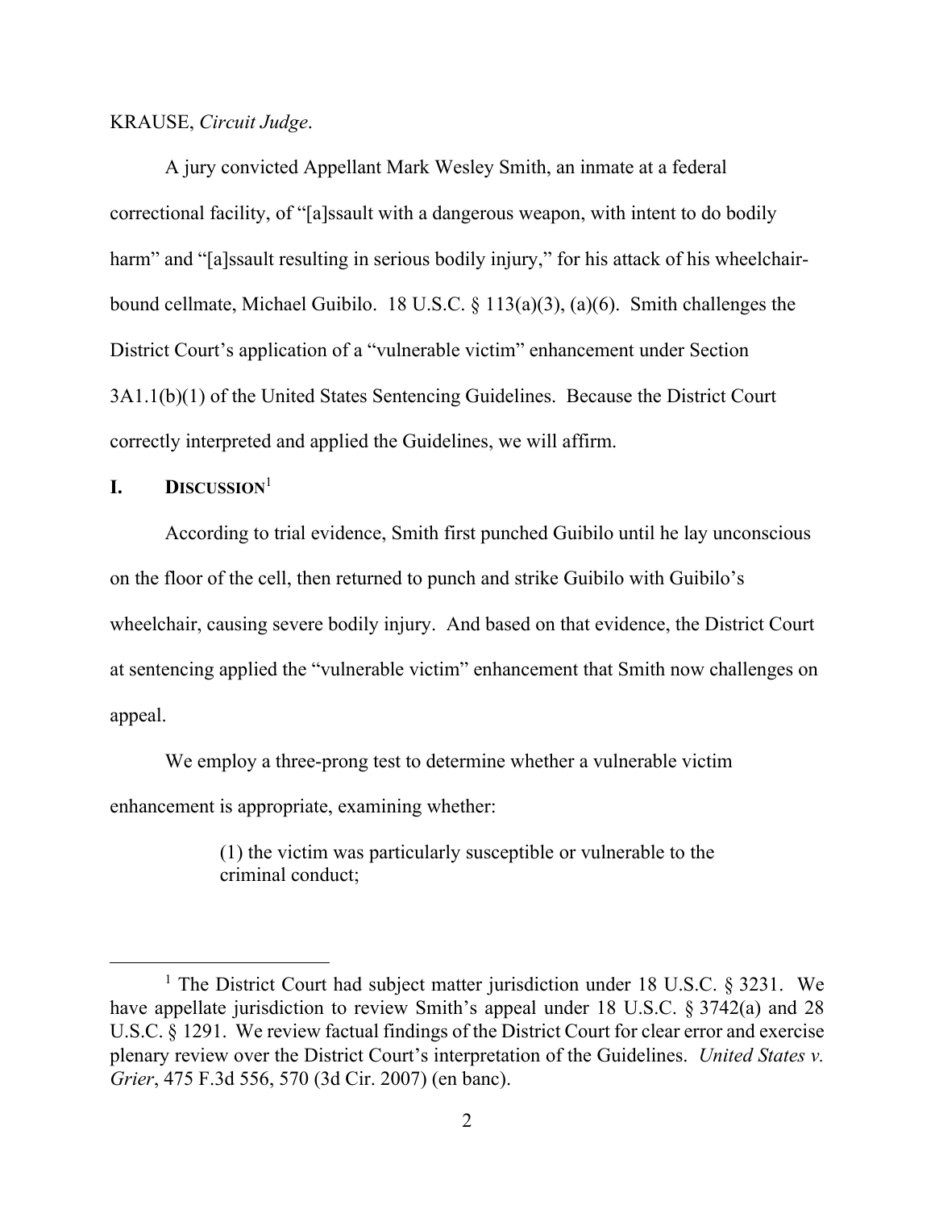KRAUSE, *Circuit Judge*.

A jury convicted Appellant Mark Wesley Smith, an inmate at a federal correctional facility, of "[a]ssault with a dangerous weapon, with intent to do bodily harm" and "[a]ssault resulting in serious bodily injury," for his attack of his wheelchair-bound cellmate, Michael Guibilo. 18 U.S.C. § 113(a)(3), (a)(6). Smith challenges the District Court's application of a "vulnerable victim" enhancement under Section 3A1.1(b)(1) of the United States Sentencing Guidelines. Because the District Court correctly interpreted and applied the Guidelines, we will affirm.

## I. DISCUSSION[1]

According to trial evidence, Smith first punched Guibilo until he lay unconscious on the floor of the cell, then returned to punch and strike Guibilo with Guibilo's wheelchair, causing severe bodily injury. And based on that evidence, the District Court at sentencing applied the "vulnerable victim" enhancement that Smith now challenges on appeal.

We employ a three-prong test to determine whether a vulnerable victim enhancement is appropriate, examining whether:

> (1) the victim was particularly susceptible or vulnerable to the criminal conduct;

---

[1] The District Court had subject matter jurisdiction under 18 U.S.C. § 3231. We have appellate jurisdiction to review Smith's appeal under 18 U.S.C. § 3742(a) and 28 U.S.C. § 1291. We review factual findings of the District Court for clear error and exercise plenary review over the District Court's interpretation of the Guidelines. *United States v. Grier*, 475 F.3d 556, 570 (3d Cir. 2007) (en banc).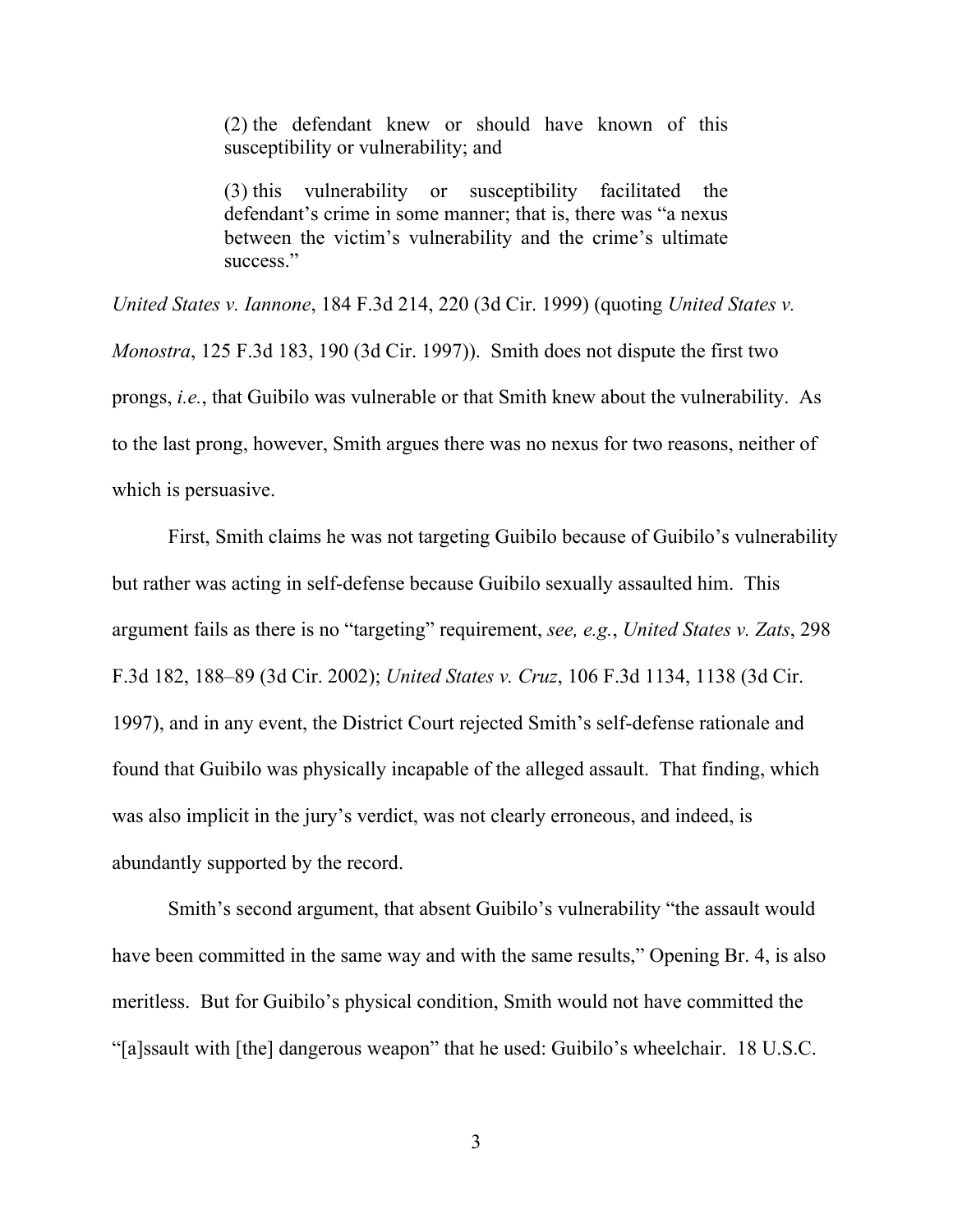> (2) the defendant knew or should have known of this susceptibility or vulnerability; and
>
> (3) this vulnerability or susceptibility facilitated the defendant's crime in some manner; that is, there was "a nexus between the victim's vulnerability and the crime's ultimate success."

*United States v. Iannone*, 184 F.3d 214, 220 (3d Cir. 1999) (quoting *United States v. Monostra*, 125 F.3d 183, 190 (3d Cir. 1997)). Smith does not dispute the first two prongs, *i.e.*, that Guibilo was vulnerable or that Smith knew about the vulnerability. As to the last prong, however, Smith argues there was no nexus for two reasons, neither of which is persuasive.

First, Smith claims he was not targeting Guibilo because of Guibilo's vulnerability but rather was acting in self-defense because Guibilo sexually assaulted him. This argument fails as there is no "targeting" requirement, *see, e.g.*, *United States v. Zats*, 298 F.3d 182, 188–89 (3d Cir. 2002); *United States v. Cruz*, 106 F.3d 1134, 1138 (3d Cir. 1997), and in any event, the District Court rejected Smith's self-defense rationale and found that Guibilo was physically incapable of the alleged assault. That finding, which was also implicit in the jury's verdict, was not clearly erroneous, and indeed, is abundantly supported by the record.

Smith's second argument, that absent Guibilo's vulnerability "the assault would have been committed in the same way and with the same results," Opening Br. 4, is also meritless. But for Guibilo's physical condition, Smith would not have committed the "[a]ssault with [the] dangerous weapon" that he used: Guibilo's wheelchair. 18 U.S.C.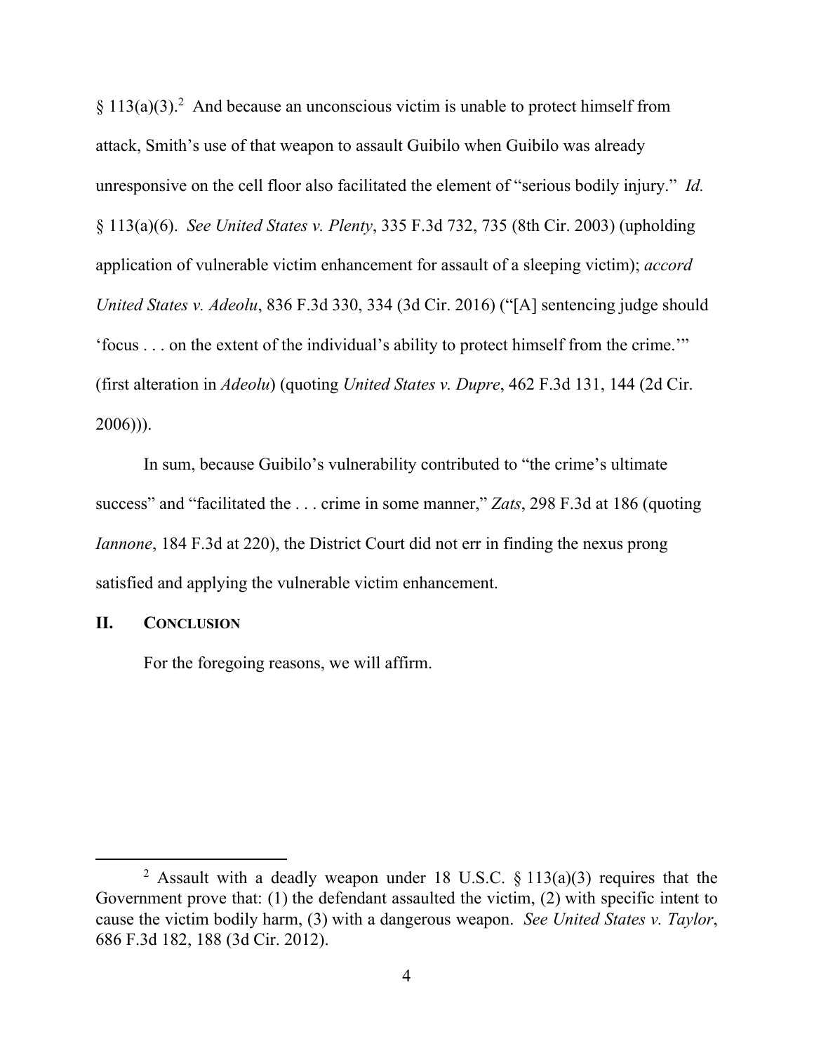§ 113(a)(3).[2] And because an unconscious victim is unable to protect himself from attack, Smith's use of that weapon to assault Guibilo when Guibilo was already unresponsive on the cell floor also facilitated the element of "serious bodily injury." *Id.* § 113(a)(6). *See United States v. Plenty*, 335 F.3d 732, 735 (8th Cir. 2003) (upholding application of vulnerable victim enhancement for assault of a sleeping victim); *accord United States v. Adeolu*, 836 F.3d 330, 334 (3d Cir. 2016) ("[A] sentencing judge should 'focus . . . on the extent of the individual's ability to protect himself from the crime.'" (first alteration in *Adeolu*) (quoting *United States v. Dupre*, 462 F.3d 131, 144 (2d Cir. 2006))).

In sum, because Guibilo's vulnerability contributed to "the crime's ultimate success" and "facilitated the . . . crime in some manner," *Zats*, 298 F.3d at 186 (quoting *Iannone*, 184 F.3d at 220), the District Court did not err in finding the nexus prong satisfied and applying the vulnerable victim enhancement.

## II. Conclusion

For the foregoing reasons, we will affirm.

---

[2] Assault with a deadly weapon under 18 U.S.C. § 113(a)(3) requires that the Government prove that: (1) the defendant assaulted the victim, (2) with specific intent to cause the victim bodily harm, (3) with a dangerous weapon. *See United States v. Taylor*, 686 F.3d 182, 188 (3d Cir. 2012).